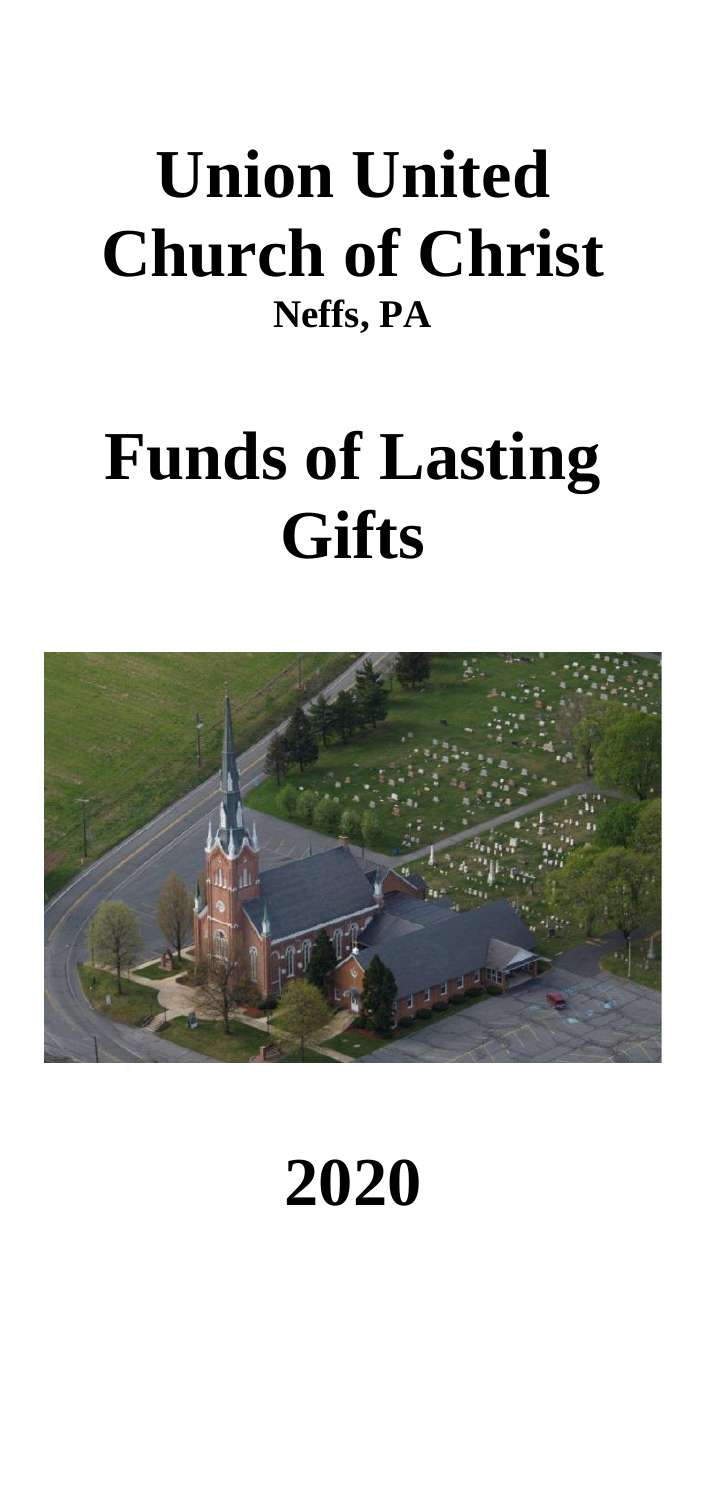# Union United Church of Christ

**Neffs, PA**

# Funds of Lasting Gifts

# 2020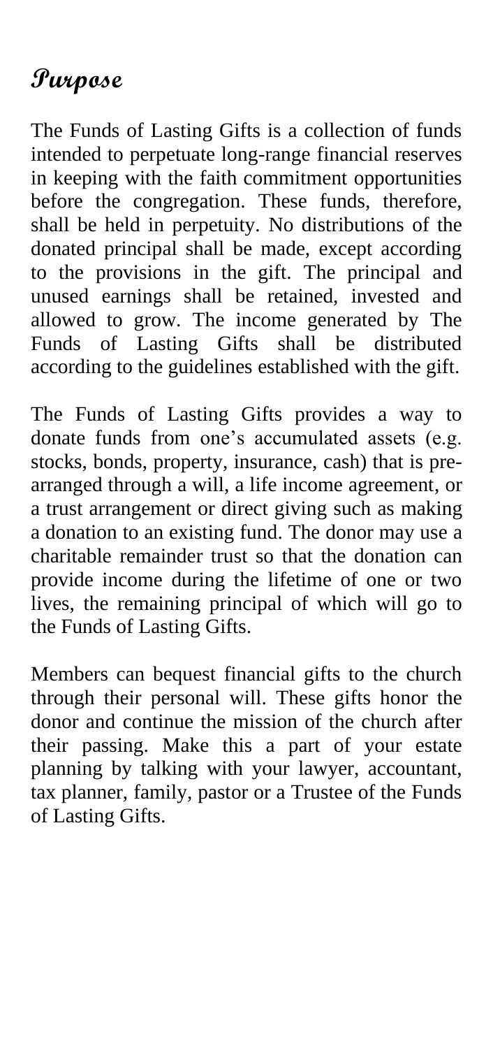# Purpose

The Funds of Lasting Gifts is a collection of funds intended to perpetuate long-range financial reserves in keeping with the faith commitment opportunities before the congregation. These funds, therefore, shall be held in perpetuity. No distributions of the donated principal shall be made, except according to the provisions in the gift. The principal and unused earnings shall be retained, invested and allowed to grow. The income generated by The Funds of Lasting Gifts shall be distributed according to the guidelines established with the gift.

The Funds of Lasting Gifts provides a way to donate funds from one's accumulated assets (e.g. stocks, bonds, property, insurance, cash) that is pre-arranged through a will, a life income agreement, or a trust arrangement or direct giving such as making a donation to an existing fund. The donor may use a charitable remainder trust so that the donation can provide income during the lifetime of one or two lives, the remaining principal of which will go to the Funds of Lasting Gifts.

Members can bequest financial gifts to the church through their personal will. These gifts honor the donor and continue the mission of the church after their passing. Make this a part of your estate planning by talking with your lawyer, accountant, tax planner, family, pastor or a Trustee of the Funds of Lasting Gifts.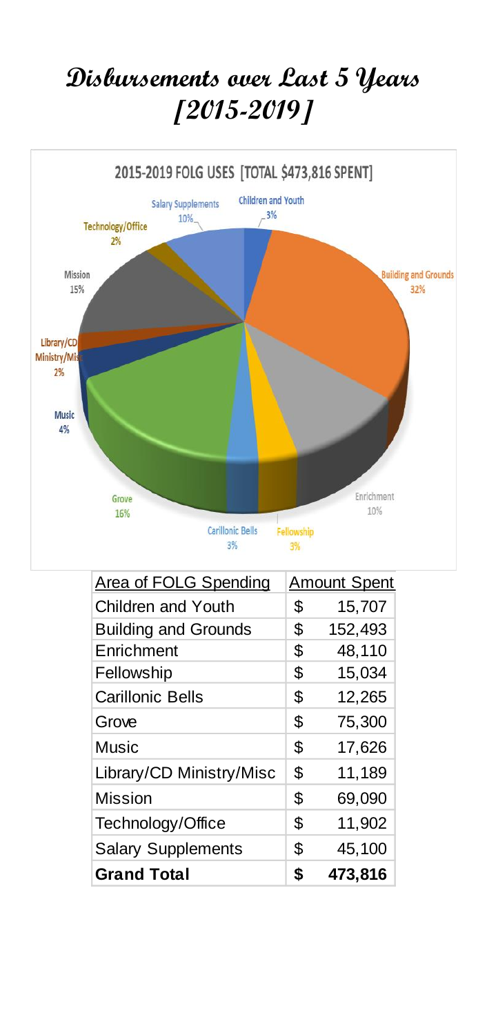# Disbursements over Last 5 Years [2015-2019]

2015-2019 FOLG USES [TOTAL $473,816 SPENT]

| Area of FOLG Spending | Amount Spent |
|---|---|
| Children and Youth | $ 15,707 |
| Building and Grounds | $ 152,493 |
| Enrichment | $ 48,110 |
| Fellowship | $ 15,034 |
| Carillonic Bells | $ 12,265 |
| Grove | $ 75,300 |
| Music | $ 17,626 |
| Library/CD Ministry/Misc | $ 11,189 |
| Mission | $ 69,090 |
| Technology/Office | $ 11,902 |
| Salary Supplements | $ 45,100 |
| **Grand Total** | **$ 473,816** |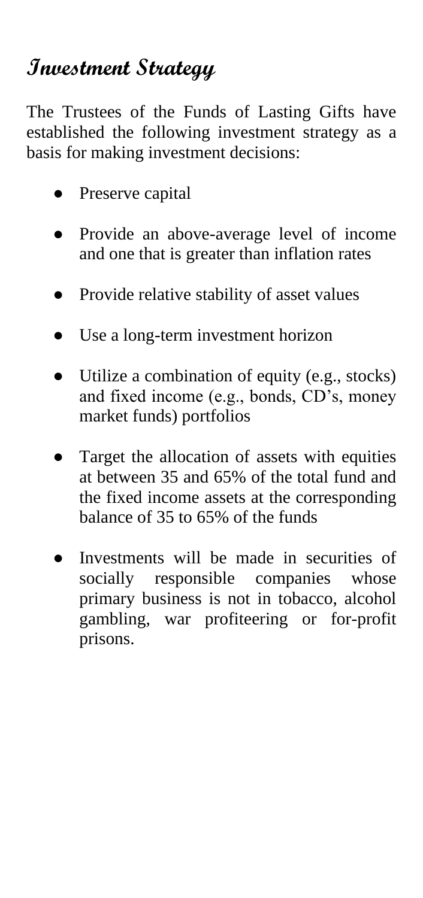# Investment Strategy

The Trustees of the Funds of Lasting Gifts have established the following investment strategy as a basis for making investment decisions:

- Preserve capital
- Provide an above-average level of income and one that is greater than inflation rates
- Provide relative stability of asset values
- Use a long-term investment horizon
- Utilize a combination of equity (e.g., stocks) and fixed income (e.g., bonds, CD's, money market funds) portfolios
- Target the allocation of assets with equities at between 35 and 65% of the total fund and the fixed income assets at the corresponding balance of 35 to 65% of the funds
- Investments will be made in securities of socially responsible companies whose primary business is not in tobacco, alcohol gambling, war profiteering or for-profit prisons.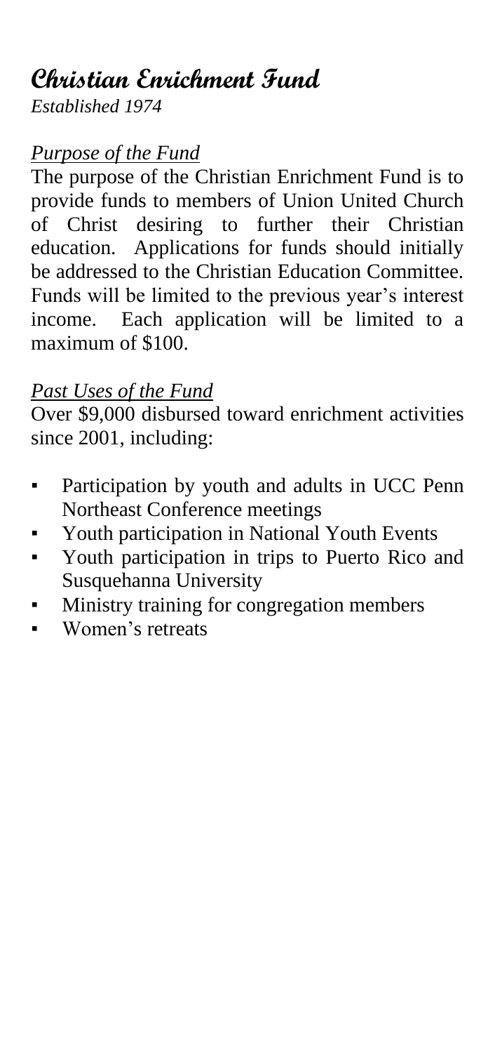# Christian Enrichment Fund

*Established 1974*

*Purpose of the Fund*

The purpose of the Christian Enrichment Fund is to provide funds to members of Union United Church of Christ desiring to further their Christian education. Applications for funds should initially be addressed to the Christian Education Committee. Funds will be limited to the previous year's interest income. Each application will be limited to a maximum of $100.

*Past Uses of the Fund*

Over $9,000 disbursed toward enrichment activities since 2001, including:

- Participation by youth and adults in UCC Penn Northeast Conference meetings
- Youth participation in National Youth Events
- Youth participation in trips to Puerto Rico and Susquehanna University
- Ministry training for congregation members
- Women's retreats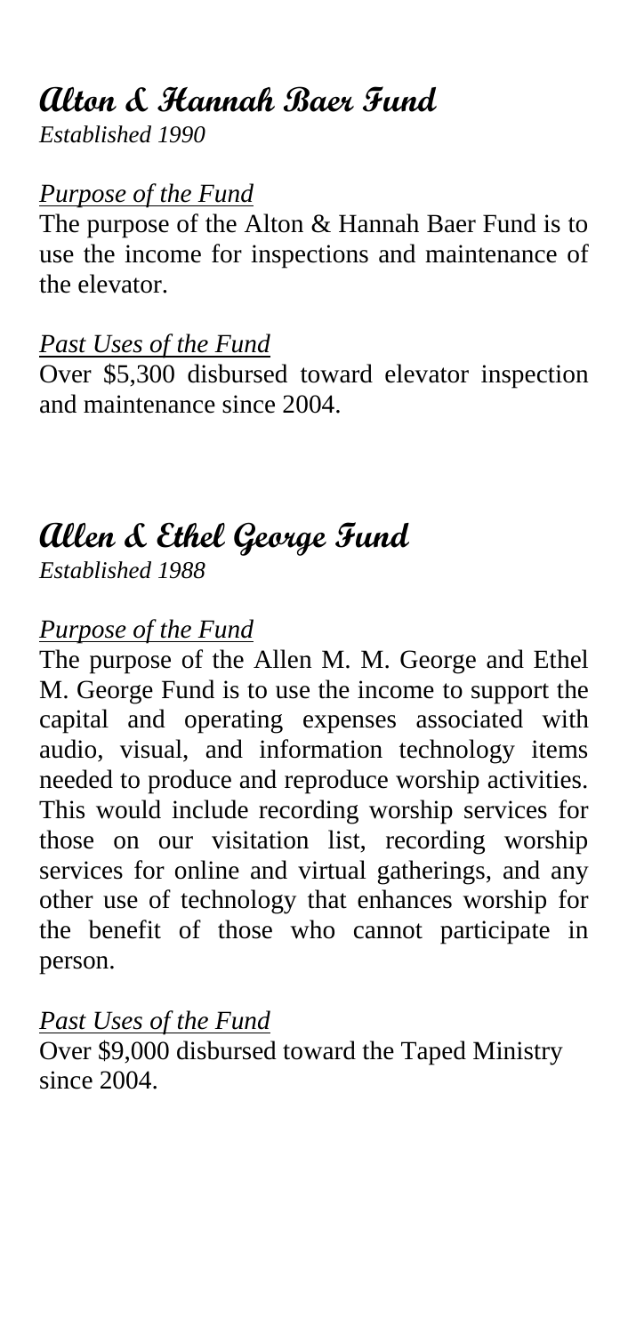## Alton & Hannah Baer Fund

*Established 1990*

*Purpose of the Fund*

The purpose of the Alton & Hannah Baer Fund is to use the income for inspections and maintenance of the elevator.

*Past Uses of the Fund*

Over $5,300 disbursed toward elevator inspection and maintenance since 2004.

## Allen & Ethel George Fund

*Established 1988*

*Purpose of the Fund*

The purpose of the Allen M. M. George and Ethel M. George Fund is to use the income to support the capital and operating expenses associated with audio, visual, and information technology items needed to produce and reproduce worship activities. This would include recording worship services for those on our visitation list, recording worship services for online and virtual gatherings, and any other use of technology that enhances worship for the benefit of those who cannot participate in person.

*Past Uses of the Fund*

Over $9,000 disbursed toward the Taped Ministry since 2004.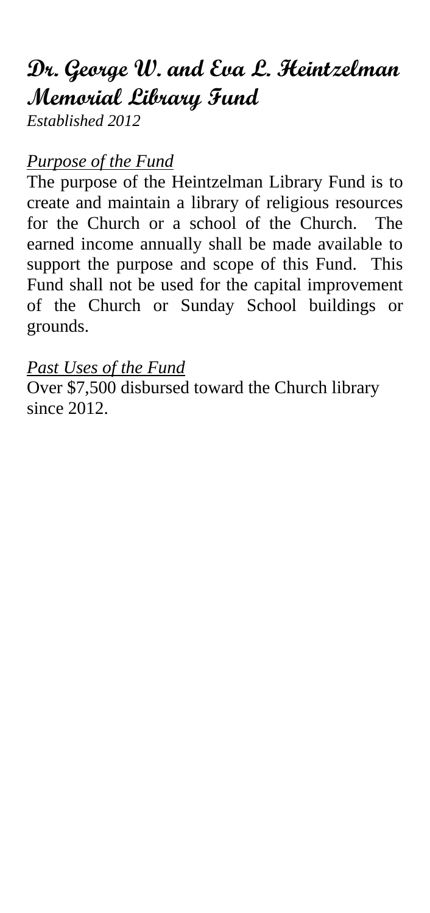# Dr. George W. and Eva L. Heintzelman Memorial Library Fund

*Established 2012*

*Purpose of the Fund*

The purpose of the Heintzelman Library Fund is to create and maintain a library of religious resources for the Church or a school of the Church. The earned income annually shall be made available to support the purpose and scope of this Fund. This Fund shall not be used for the capital improvement of the Church or Sunday School buildings or grounds.

*Past Uses of the Fund*

Over $7,500 disbursed toward the Church library since 2012.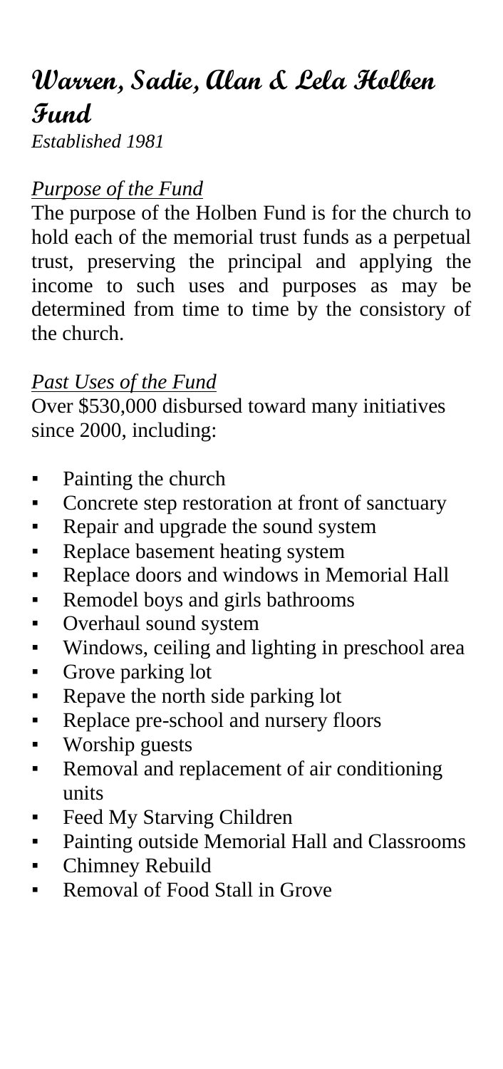# Warren, Sadie, Alan & Lela Holben Fund

*Established 1981*

*Purpose of the Fund*

The purpose of the Holben Fund is for the church to hold each of the memorial trust funds as a perpetual trust, preserving the principal and applying the income to such uses and purposes as may be determined from time to time by the consistory of the church.

*Past Uses of the Fund*

Over $530,000 disbursed toward many initiatives since 2000, including:

- Painting the church
- Concrete step restoration at front of sanctuary
- Repair and upgrade the sound system
- Replace basement heating system
- Replace doors and windows in Memorial Hall
- Remodel boys and girls bathrooms
- Overhaul sound system
- Windows, ceiling and lighting in preschool area
- Grove parking lot
- Repave the north side parking lot
- Replace pre-school and nursery floors
- Worship guests
- Removal and replacement of air conditioning units
- Feed My Starving Children
- Painting outside Memorial Hall and Classrooms
- Chimney Rebuild
- Removal of Food Stall in Grove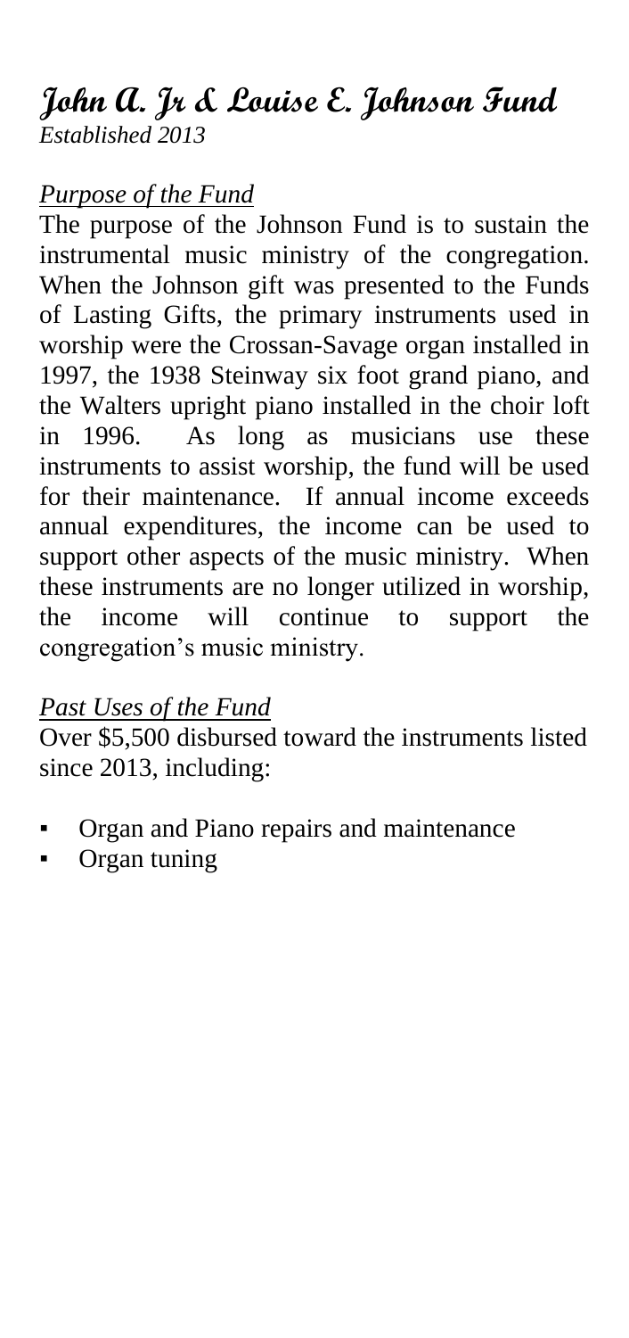# John A. Jr & Louise E. Johnson Fund

*Established 2013*

*Purpose of the Fund*

The purpose of the Johnson Fund is to sustain the instrumental music ministry of the congregation. When the Johnson gift was presented to the Funds of Lasting Gifts, the primary instruments used in worship were the Crossan-Savage organ installed in 1997, the 1938 Steinway six foot grand piano, and the Walters upright piano installed in the choir loft in 1996. As long as musicians use these instruments to assist worship, the fund will be used for their maintenance. If annual income exceeds annual expenditures, the income can be used to support other aspects of the music ministry. When these instruments are no longer utilized in worship, the income will continue to support the congregation's music ministry.

*Past Uses of the Fund*

Over $5,500 disbursed toward the instruments listed since 2013, including:

- Organ and Piano repairs and maintenance
- Organ tuning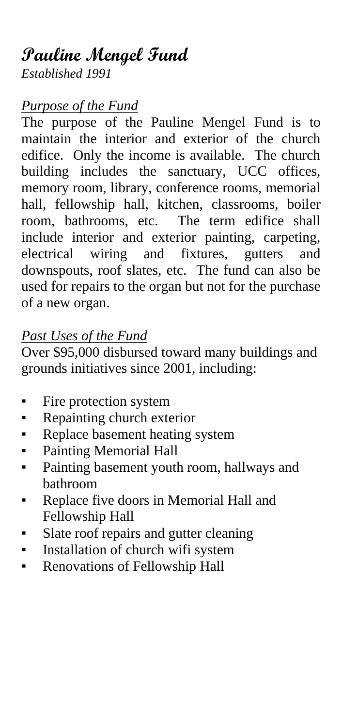# Pauline Mengel Fund

*Established 1991*

## *Purpose of the Fund*

The purpose of the Pauline Mengel Fund is to maintain the interior and exterior of the church edifice. Only the income is available. The church building includes the sanctuary, UCC offices, memory room, library, conference rooms, memorial hall, fellowship hall, kitchen, classrooms, boiler room, bathrooms, etc. The term edifice shall include interior and exterior painting, carpeting, electrical wiring and fixtures, gutters and downspouts, roof slates, etc. The fund can also be used for repairs to the organ but not for the purchase of a new organ.

## *Past Uses of the Fund*

Over $95,000 disbursed toward many buildings and grounds initiatives since 2001, including:

- Fire protection system
- Repainting church exterior
- Replace basement heating system
- Painting Memorial Hall
- Painting basement youth room, hallways and bathroom
- Replace five doors in Memorial Hall and Fellowship Hall
- Slate roof repairs and gutter cleaning
- Installation of church wifi system
- Renovations of Fellowship Hall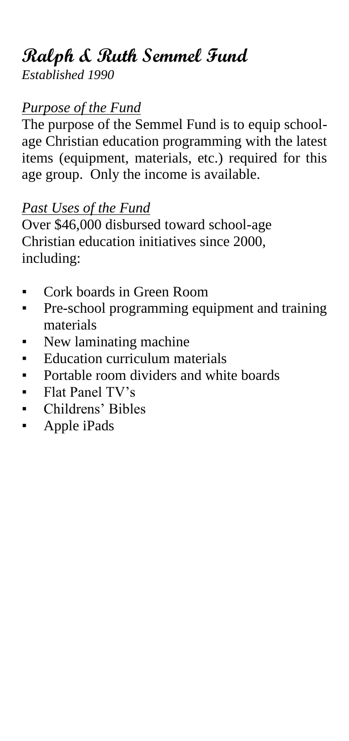# Ralph & Ruth Semmel Fund

*Established 1990*

## *Purpose of the Fund*

The purpose of the Semmel Fund is to equip school-age Christian education programming with the latest items (equipment, materials, etc.) required for this age group. Only the income is available.

## *Past Uses of the Fund*

Over $46,000 disbursed toward school-age Christian education initiatives since 2000, including:

- Cork boards in Green Room
- Pre-school programming equipment and training materials
- New laminating machine
- Education curriculum materials
- Portable room dividers and white boards
- Flat Panel TV's
- Childrens' Bibles
- Apple iPads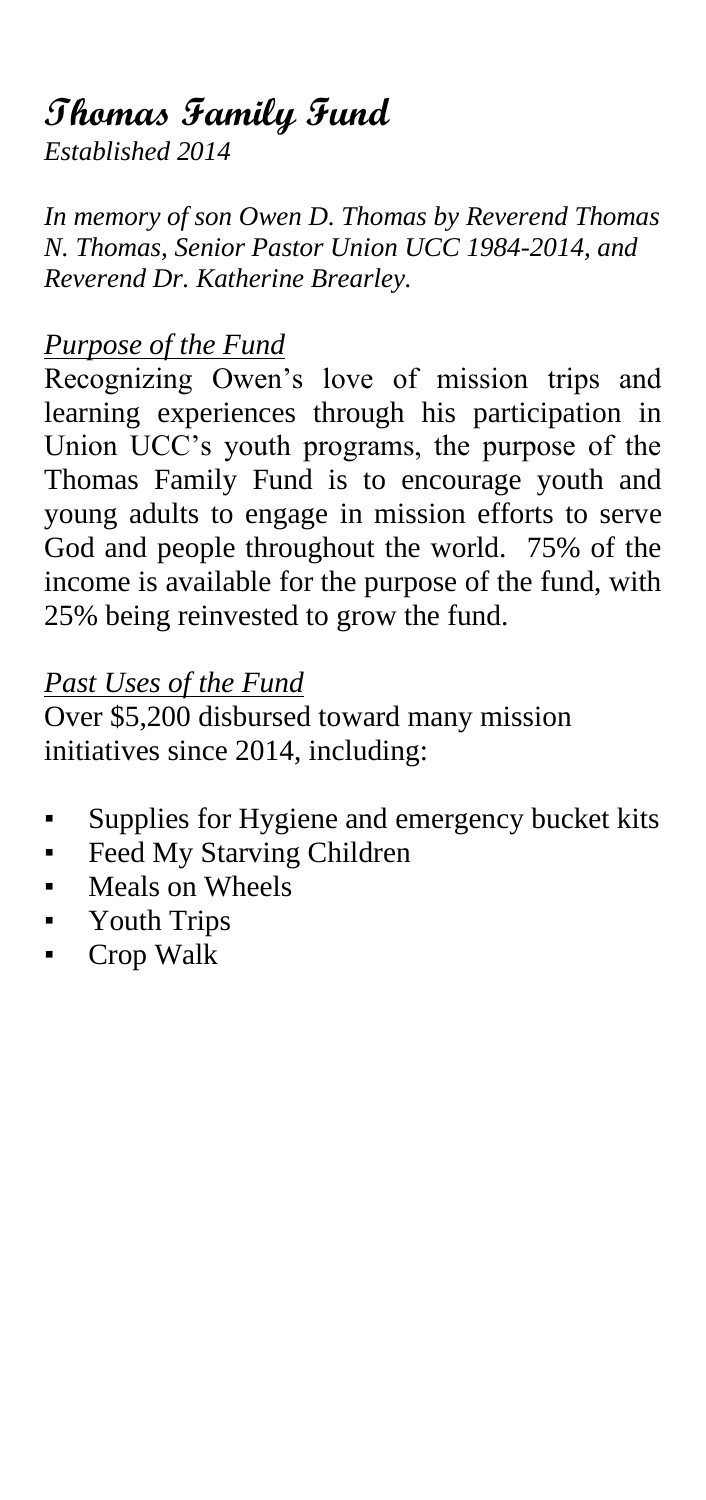# Thomas Family Fund

*Established 2014*

*In memory of son Owen D. Thomas by Reverend Thomas N. Thomas, Senior Pastor Union UCC 1984-2014, and Reverend Dr. Katherine Brearley.*

## *Purpose of the Fund*

Recognizing Owen's love of mission trips and learning experiences through his participation in Union UCC's youth programs, the purpose of the Thomas Family Fund is to encourage youth and young adults to engage in mission efforts to serve God and people throughout the world. 75% of the income is available for the purpose of the fund, with 25% being reinvested to grow the fund.

## *Past Uses of the Fund*

Over $5,200 disbursed toward many mission initiatives since 2014, including:

- Supplies for Hygiene and emergency bucket kits
- Feed My Starving Children
- Meals on Wheels
- Youth Trips
- Crop Walk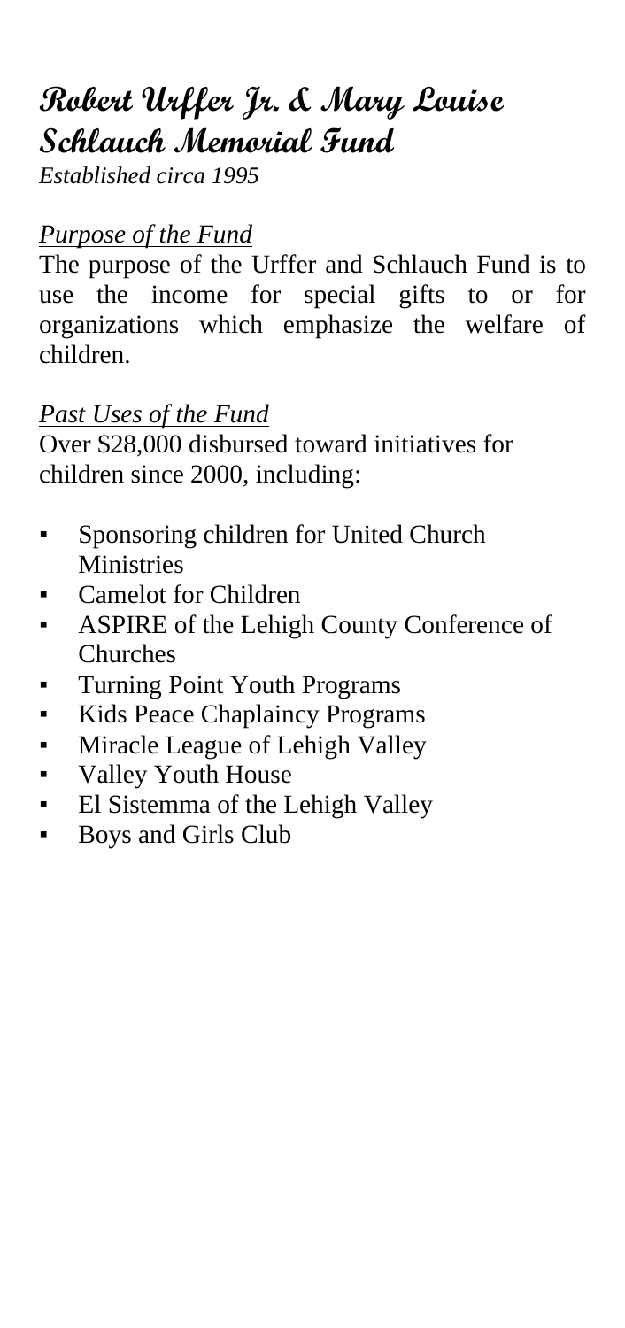# Robert Urffer Jr. & Mary Louise Schlauch Memorial Fund

*Established circa 1995*

*Purpose of the Fund*

The purpose of the Urffer and Schlauch Fund is to use the income for special gifts to or for organizations which emphasize the welfare of children.

*Past Uses of the Fund*

Over $28,000 disbursed toward initiatives for children since 2000, including:

- Sponsoring children for United Church Ministries
- Camelot for Children
- ASPIRE of the Lehigh County Conference of Churches
- Turning Point Youth Programs
- Kids Peace Chaplaincy Programs
- Miracle League of Lehigh Valley
- Valley Youth House
- El Sistemma of the Lehigh Valley
- Boys and Girls Club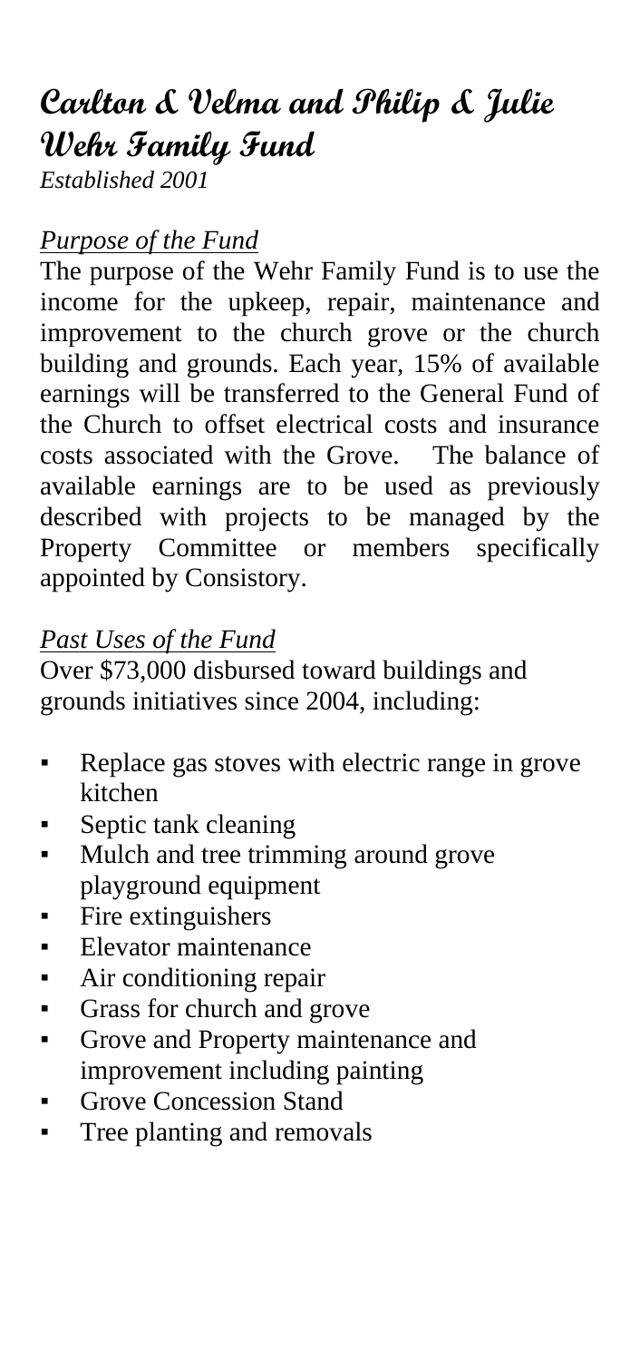# Carlton & Velma and Philip & Julie Wehr Family Fund

*Established 2001*

## *Purpose of the Fund*

The purpose of the Wehr Family Fund is to use the income for the upkeep, repair, maintenance and improvement to the church grove or the church building and grounds. Each year, 15% of available earnings will be transferred to the General Fund of the Church to offset electrical costs and insurance costs associated with the Grove. The balance of available earnings are to be used as previously described with projects to be managed by the Property Committee or members specifically appointed by Consistory.

## *Past Uses of the Fund*

Over $73,000 disbursed toward buildings and grounds initiatives since 2004, including:

- Replace gas stoves with electric range in grove kitchen
- Septic tank cleaning
- Mulch and tree trimming around grove playground equipment
- Fire extinguishers
- Elevator maintenance
- Air conditioning repair
- Grass for church and grove
- Grove and Property maintenance and improvement including painting
- Grove Concession Stand
- Tree planting and removals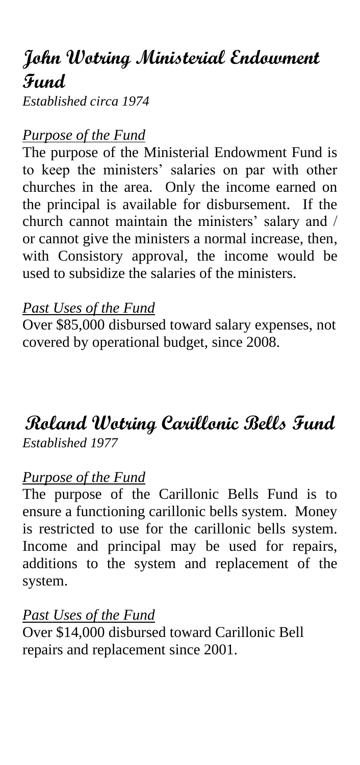## John Wotring Ministerial Endowment Fund

*Established circa 1974*

*Purpose of the Fund*

The purpose of the Ministerial Endowment Fund is to keep the ministers' salaries on par with other churches in the area. Only the income earned on the principal is available for disbursement. If the church cannot maintain the ministers' salary and / or cannot give the ministers a normal increase, then, with Consistory approval, the income would be used to subsidize the salaries of the ministers.

*Past Uses of the Fund*

Over $85,000 disbursed toward salary expenses, not covered by operational budget, since 2008.

## Roland Wotring Carillonic Bells Fund

*Established 1977*

*Purpose of the Fund*

The purpose of the Carillonic Bells Fund is to ensure a functioning carillonic bells system. Money is restricted to use for the carillonic bells system. Income and principal may be used for repairs, additions to the system and replacement of the system.

*Past Uses of the Fund*

Over $14,000 disbursed toward Carillonic Bell repairs and replacement since 2001.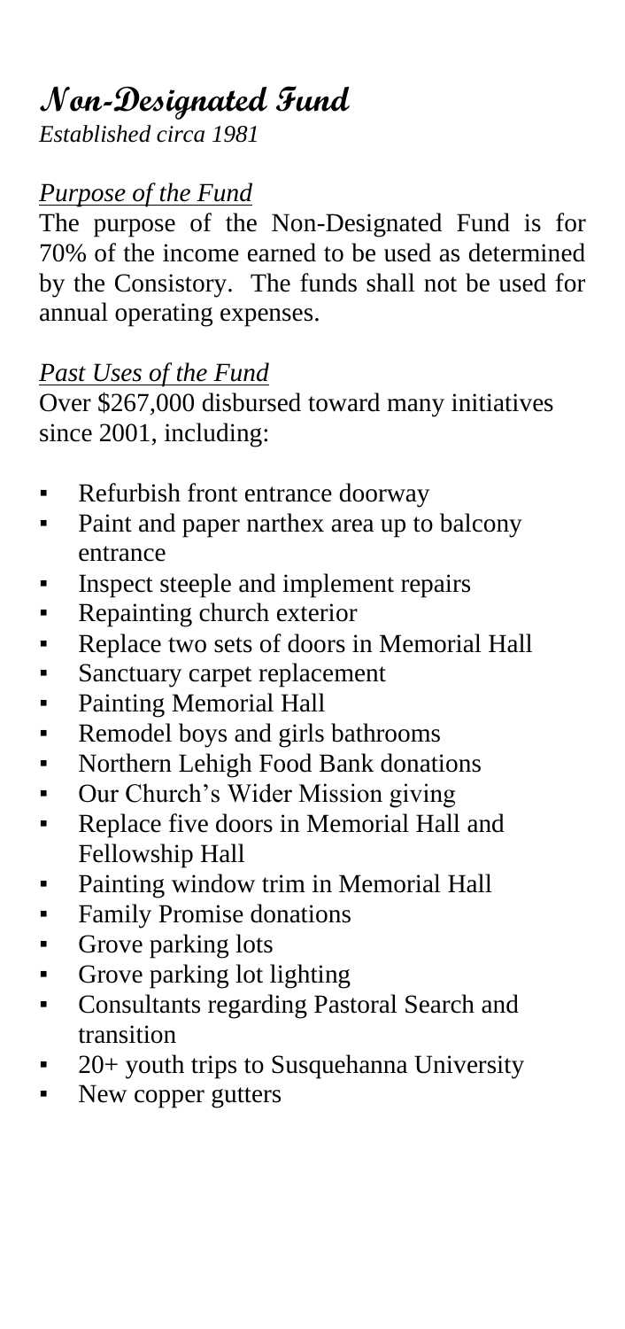# Non-Designated Fund

*Established circa 1981*

## *Purpose of the Fund*

The purpose of the Non-Designated Fund is for 70% of the income earned to be used as determined by the Consistory. The funds shall not be used for annual operating expenses.

## *Past Uses of the Fund*

Over $267,000 disbursed toward many initiatives since 2001, including:

- Refurbish front entrance doorway
- Paint and paper narthex area up to balcony entrance
- Inspect steeple and implement repairs
- Repainting church exterior
- Replace two sets of doors in Memorial Hall
- Sanctuary carpet replacement
- Painting Memorial Hall
- Remodel boys and girls bathrooms
- Northern Lehigh Food Bank donations
- Our Church's Wider Mission giving
- Replace five doors in Memorial Hall and Fellowship Hall
- Painting window trim in Memorial Hall
- Family Promise donations
- Grove parking lots
- Grove parking lot lighting
- Consultants regarding Pastoral Search and transition
- 20+ youth trips to Susquehanna University
- New copper gutters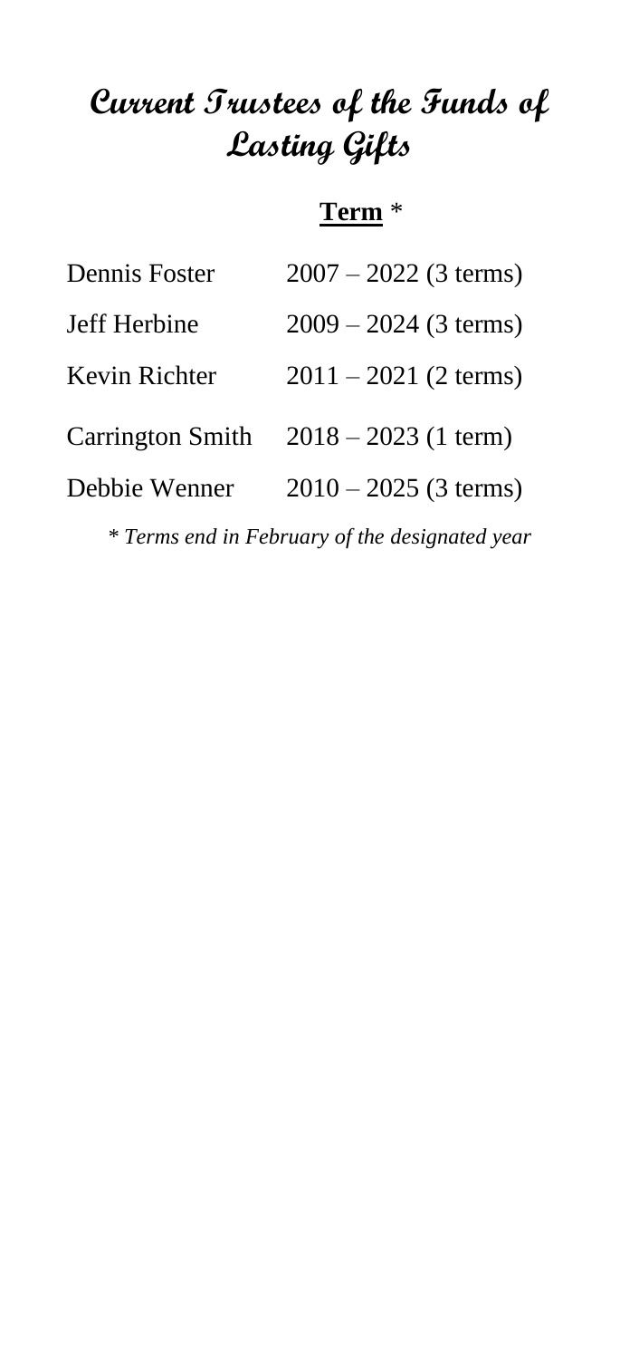# Current Trustees of the Funds of Lasting Gifts

| | **Term** * |
|---|---|
| Dennis Foster | 2007 – 2022 (3 terms) |
| Jeff Herbine | 2009 – 2024 (3 terms) |
| Kevin Richter | 2011 – 2021 (2 terms) |
| Carrington Smith | 2018 – 2023 (1 term) |
| Debbie Wenner | 2010 – 2025 (3 terms) |

* *Terms end in February of the designated year*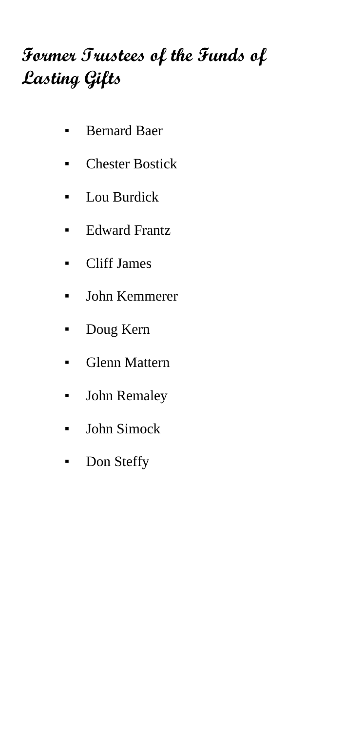# Former Trustees of the Funds of Lasting Gifts

- Bernard Baer
- Chester Bostick
- Lou Burdick
- Edward Frantz
- Cliff James
- John Kemmerer
- Doug Kern
- Glenn Mattern
- John Remaley
- John Simock
- Don Steffy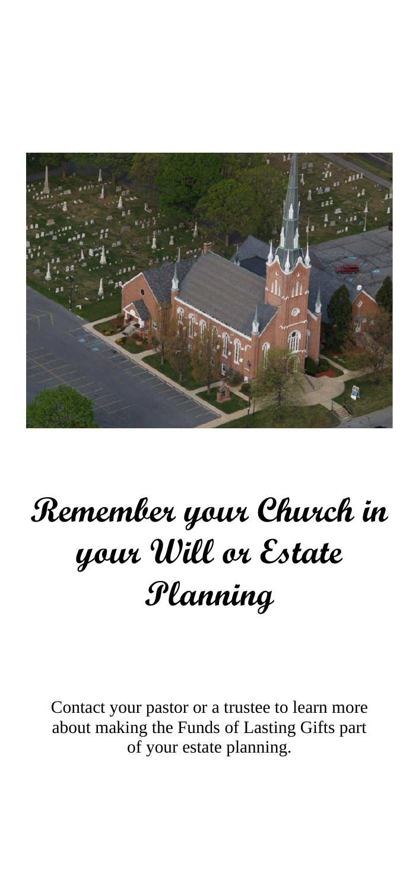# Remember your Church in your Will or Estate Planning

Contact your pastor or a trustee to learn more about making the Funds of Lasting Gifts part of your estate planning.